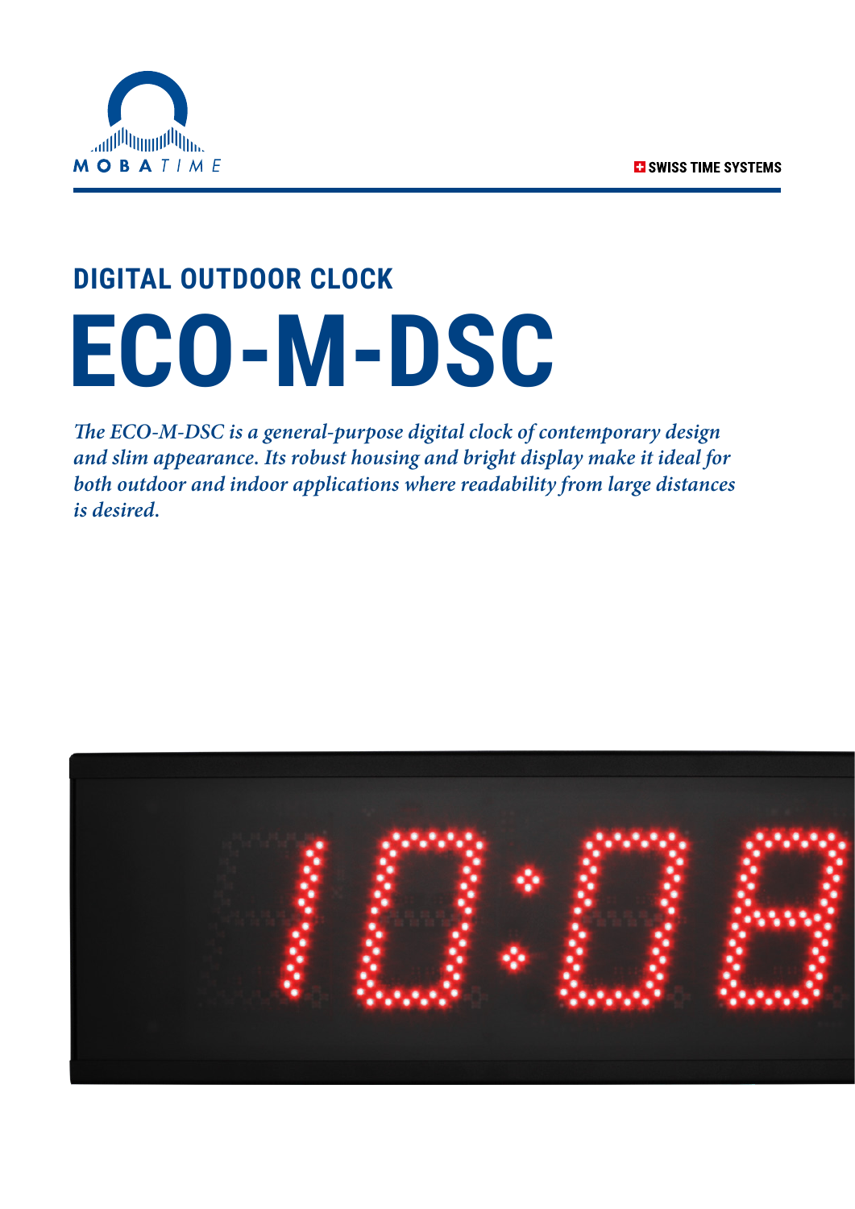MOBATIME

SWISS TIME SYSTEMS

## DIGITAL OUTDOOR CLOCK

# ECO-M-DSC

*The ECO-M-DSC is a general-purpose digital clock of contemporary design and slim appearance. Its robust housing and bright display make it ideal for both outdoor and indoor applications where readability from large distances is desired.*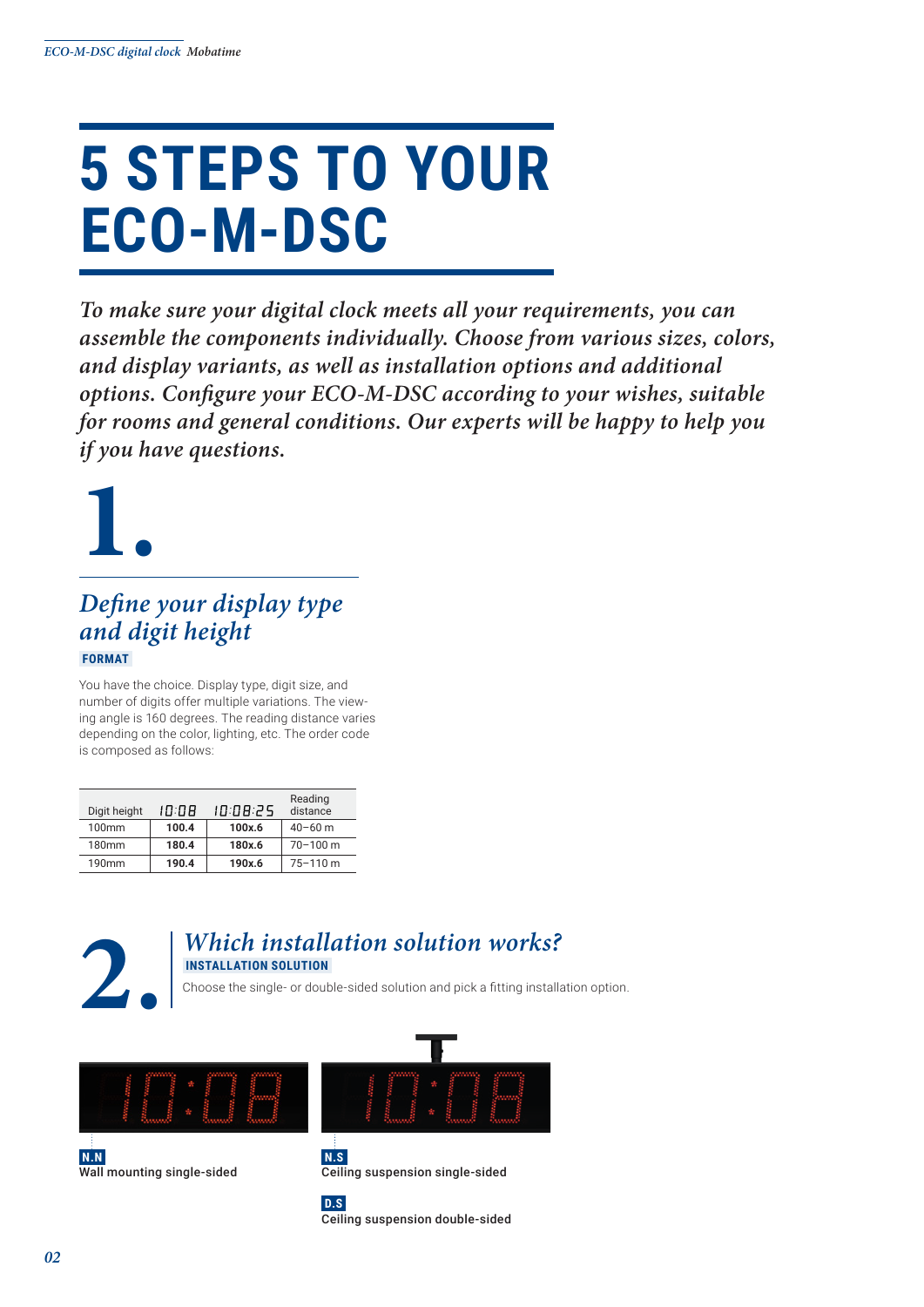# 5 STEPS TO YOUR ECO-M-DSC

*To make sure your digital clock meets all your requirements, you can assemble the components individually. Choose from various sizes, colors, and display variants, as well as installation options and additional options. Configure your ECO-M-DSC according to your wishes, suitable for rooms and general conditions. Our experts will be happy to help you if you have questions.*

# 1.

## *Define your display type and digit height*

**FORMAT**

You have the choice. Display type, digit size, and number of digits offer multiple variations. The viewing angle is 160 degrees. The reading distance varies depending on the color, lighting, etc. The order code is composed as follows:

| Digit height | 10:08 | 10:08:25 | Reading distance |
|---|---|---|---|
| 100mm | **100.4** | **100x.6** | 40–60 m |
| 180mm | **180.4** | **180x.6** | 70–100 m |
| 190mm | **190.4** | **190x.6** | 75–110 m |

# 2.

## *Which installation solution works?*

**INSTALLATION SOLUTION**

Choose the single- or double-sided solution and pick a fitting installation option.

**N.N**
Wall mounting single-sided

**N.S**
Ceiling suspension single-sided

**D.S**
Ceiling suspension double-sided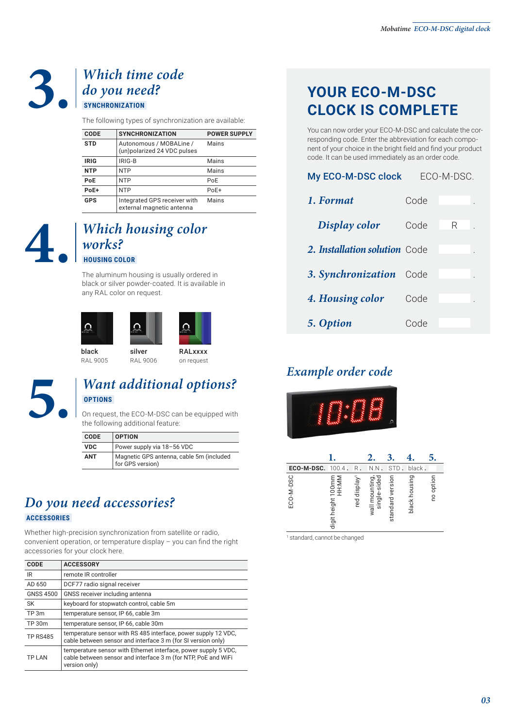## 3. Which time code do you need?

**SYNCHRONIZATION**

The following types of synchronization are available:

| CODE | SYNCHRONIZATION | POWER SUPPLY |
|---|---|---|
| **STD** | Autonomous / MOBALine / (un)polarized 24 VDC pulses | Mains |
| **IRIG** | IRIG-B | Mains |
| **NTP** | NTP | Mains |
| **PoE** | NTP | PoE |
| **PoE+** | NTP | PoE+ |
| **GPS** | Integrated GPS receiver with external magnetic antenna | Mains |

## 4. Which housing color works?

**HOUSING COLOR**

The aluminum housing is usually ordered in black or silver powder-coated. It is available in any RAL color on request.

**black** RAL 9005

**silver** RAL 9006

**RALxxxx** on request

## 5. Want additional options?

**OPTIONS**

On request, the ECO-M-DSC can be equipped with the following additional feature:

| CODE | OPTION |
|---|---|
| **VDC** | Power supply via 18–56 VDC |
| **ANT** | Magnetic GPS antenna, cable 5m (included for GPS version) |

## Do you need accessories?

**ACCESSORIES**

Whether high-precision synchronization from satellite or radio, convenient operation, or temperature display – you can find the right accessories for your clock here.

| CODE | ACCESSORY |
|---|---|
| IR | remote IR controller |
| AD 650 | DCF77 radio signal receiver |
| GNSS 4500 | GNSS receiver including antenna |
| SK | keyboard for stopwatch control, cable 5m |
| TP 3m | temperature sensor, IP 66, cable 3m |
| TP 30m | temperature sensor, IP 66, cable 30m |
| TP RS485 | temperature sensor with RS 485 interface, power supply 12 VDC, cable between sensor and interface 3 m (for SI version only) |
| TP LAN | temperature sensor with Ethernet interface, power supply 5 VDC, cable between sensor and interface 3 m (for NTP, PoE and WiFi version only) |

## YOUR ECO-M-DSC CLOCK IS COMPLETE

You can now order your ECO-M-DSC and calculate the corresponding code. Enter the abbreviation for each component of your choice in the bright field and find your product code. It can be used immediately as an order code.

| | | |
|---|---|---|
| **My ECO-M-DSC clock** | ECO-M-DSC. | |
| *1. Format* | Code | . |
| *Display color* | Code | R . |
| *2. Installation solution* | Code | . |
| *3. Synchronization* | Code | . |
| *4. Housing color* | Code | . |
| *5. Option* | Code | |

## Example order code

| | 1. | | 2. | 3. | 4. | 5. |
|---|---|---|---|---|---|---|
| **ECO-M-DSC.** | 100.4 . | R . | N.N . | STD . | black . | |
| ECO-M-DSC | digit height 100mm HH:MM | red display[1] | wall mounting, single-sided | standard version | black housing | no option |

[1] standard, cannot be changed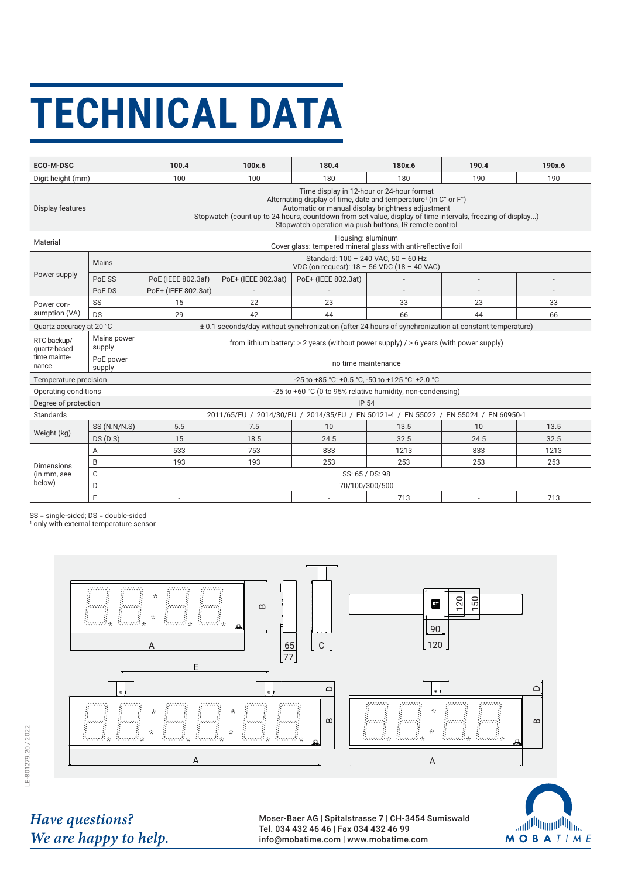# TECHNICAL DATA

| ECO-M-DSC | | 100.4 | 100x.6 | 180.4 | 180x.6 | 190.4 | 190x.6 |
|---|---|---|---|---|---|---|---|
| Digit height (mm) | | 100 | 100 | 180 | 180 | 190 | 190 |
| Display features | | Time display in 12-hour or 24-hour format<br>Alternating display of time, date and temperature[1] (in C° or F°)<br>Automatic or manual display brightness adjustment<br>Stopwatch (count up to 24 hours, countdown from set value, display of time intervals, freezing of display...)<br>Stopwatch operation via push buttons, IR remote control | | | | | |
| Material | | Housing: aluminum<br>Cover glass: tempered mineral glass with anti-reflective foil | | | | | |
| Power supply | Mains | Standard: 100 – 240 VAC, 50 – 60 Hz<br>VDC (on request): 18 – 56 VDC (18 – 40 VAC) | | | | | |
| | PoE SS | PoE (IEEE 802.3af) | PoE+ (IEEE 802.3at) | PoE+ (IEEE 802.3at) | - | - | - |
| | PoE DS | PoE+ (IEEE 802.3at) | - | - | - | - | - |
| Power consumption (VA) | SS | 15 | 22 | 23 | 33 | 23 | 33 |
| | DS | 29 | 42 | 44 | 66 | 44 | 66 |
| Quartz accuracy at 20 °C | | ± 0.1 seconds/day without synchronization (after 24 hours of synchronization at constant temperature) | | | | | |
| RTC backup/ quartz-based time maintenance | Mains power supply | from lithium battery: > 2 years (without power supply) / > 6 years (with power supply) | | | | | |
| | PoE power supply | no time maintenance | | | | | |
| Temperature precision | | -25 to +85 °C: ±0.5 °C, -50 to +125 °C: ±2.0 °C | | | | | |
| Operating conditions | | -25 to +60 °C (0 to 95% relative humidity, non-condensing) | | | | | |
| Degree of protection | | IP 54 | | | | | |
| Standards | | 2011/65/EU / 2014/30/EU / 2014/35/EU / EN 50121-4 / EN 55022 / EN 55024 / EN 60950-1 | | | | | |
| Weight (kg) | SS (N.N/N.S) | 5.5 | 7.5 | 10 | 13.5 | 10 | 13.5 |
| | DS (D.S) | 15 | 18.5 | 24.5 | 32.5 | 24.5 | 32.5 |
| Dimensions (in mm, see below) | A | 533 | 753 | 833 | 1213 | 833 | 1213 |
| | B | 193 | 193 | 253 | 253 | 253 | 253 |
| | C | SS: 65 / DS: 98 | | | | | |
| | D | 70/100/300/500 | | | | | |
| | E | - | | - | 713 | - | 713 |

SS = single-sided; DS = double-sided
[1] only with external temperature sensor

A
B
65
77
C
120
150
90
120
E
D
B
A
D
B
A

*Have questions?*
*We are happy to help.*

**Moser-Baer AG | Spitalstrasse 7 | CH-3454 Sumiswald**
**Tel. 034 432 46 46 | Fax 034 432 46 99**
**info@mobatime.com | www.mobatime.com**

MOBATIME

LE-801279.20 / 2022